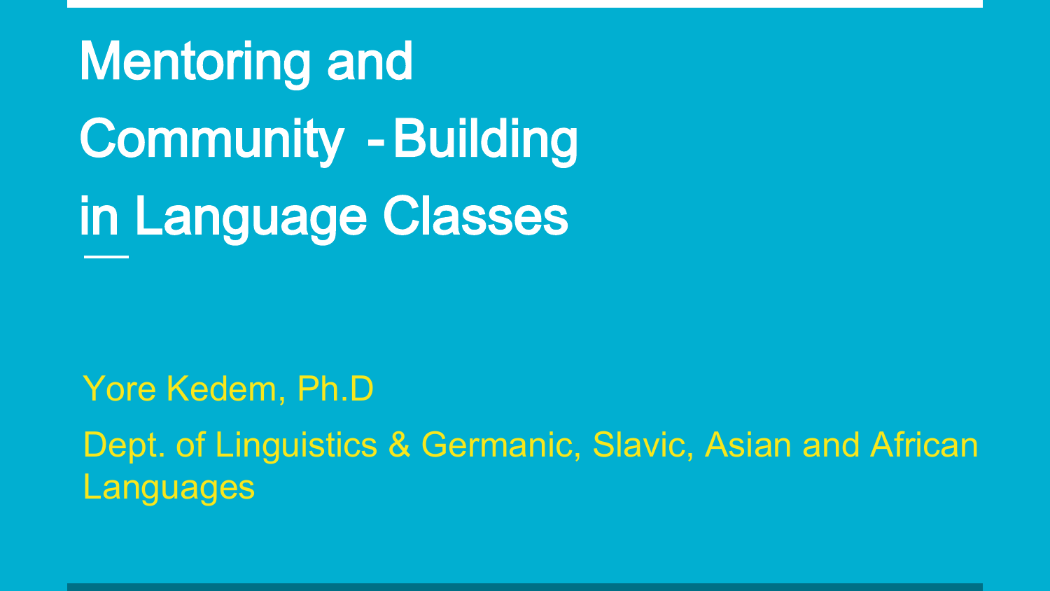# Mentoring and Community - Building in Language Classes

Yore Kedem, Ph.D

Dept. of Linguistics & Germanic, Slavic, Asian and African Languages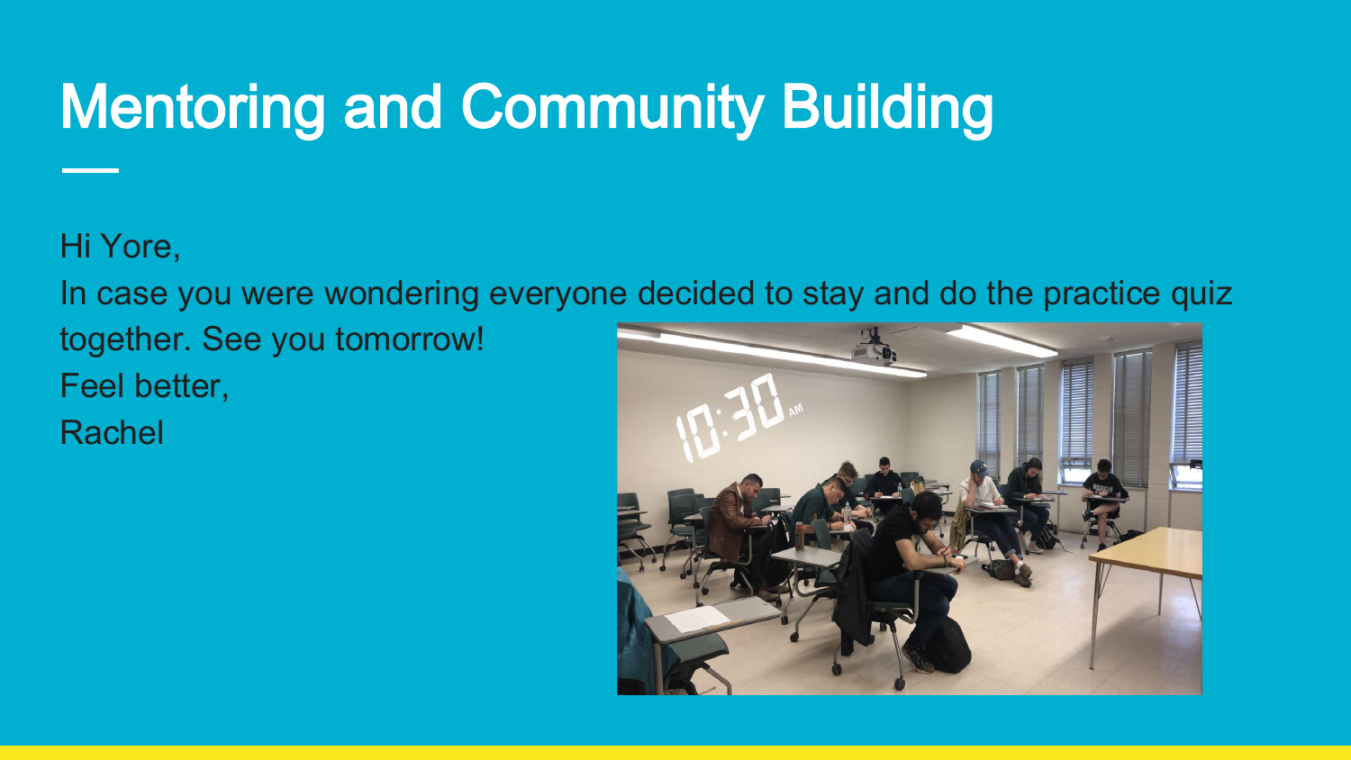# Mentoring and Community Building

Hi Yore,

In case you were wondering everyone decided to stay and do the practice quiz together. See you tomorrow!

Feel better,

Rachel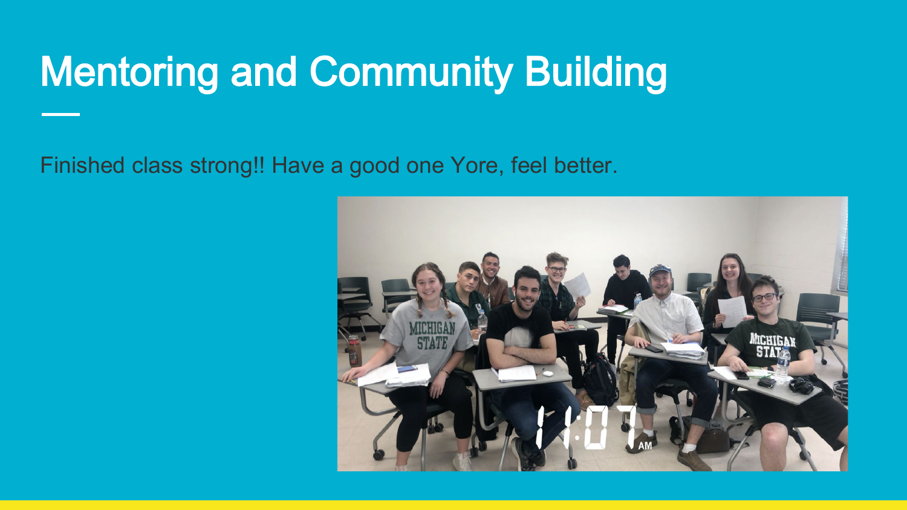# Mentoring and Community Building

Finished class strong!! Have a good one Yore, feel better.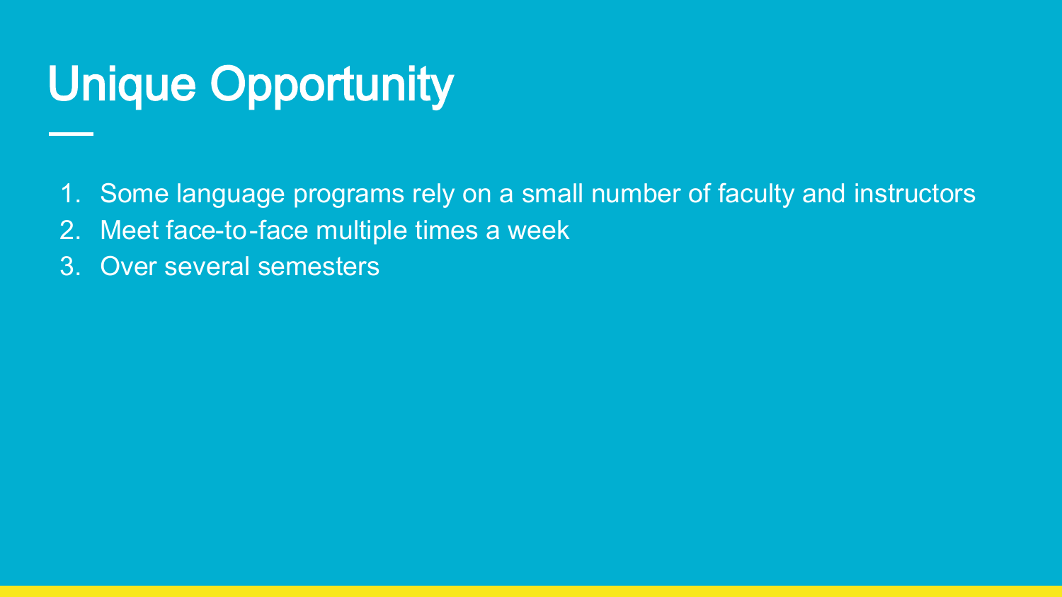# Unique Opportunity

1. Some language programs rely on a small number of faculty and instructors
2. Meet face-to-face multiple times a week
3. Over several semesters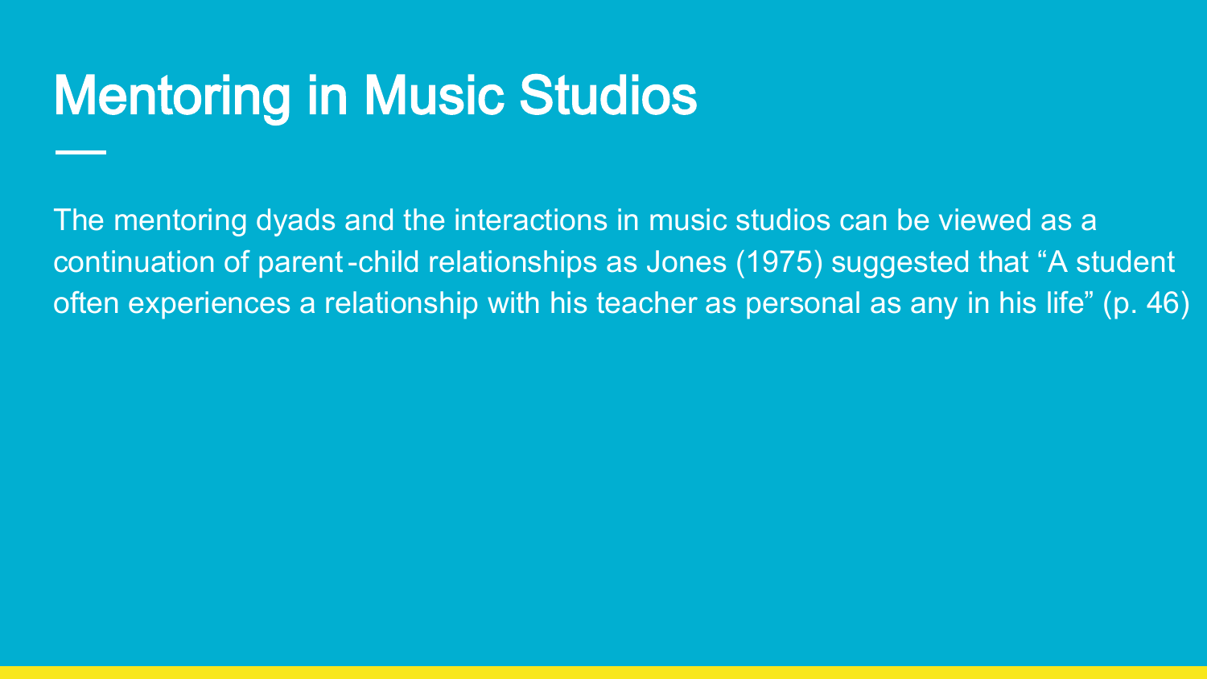# Mentoring in Music Studios

The mentoring dyads and the interactions in music studios can be viewed as a continuation of parent-child relationships as Jones (1975) suggested that "A student often experiences a relationship with his teacher as personal as any in his life" (p. 46)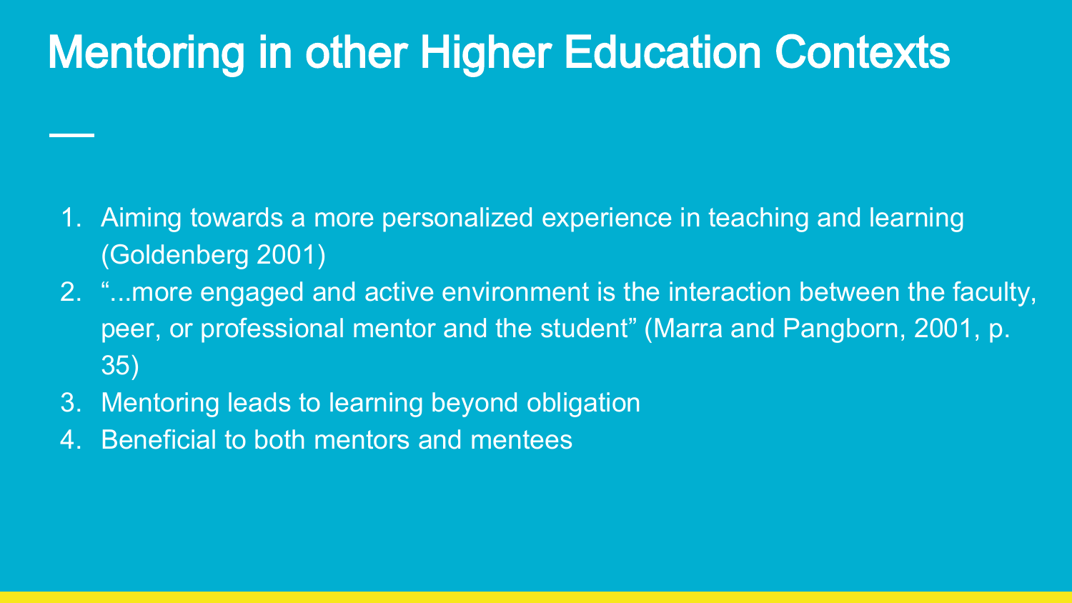# Mentoring in other Higher Education Contexts

1. Aiming towards a more personalized experience in teaching and learning (Goldenberg 2001)
2. "...more engaged and active environment is the interaction between the faculty, peer, or professional mentor and the student" (Marra and Pangborn, 2001, p. 35)
3. Mentoring leads to learning beyond obligation
4. Beneficial to both mentors and mentees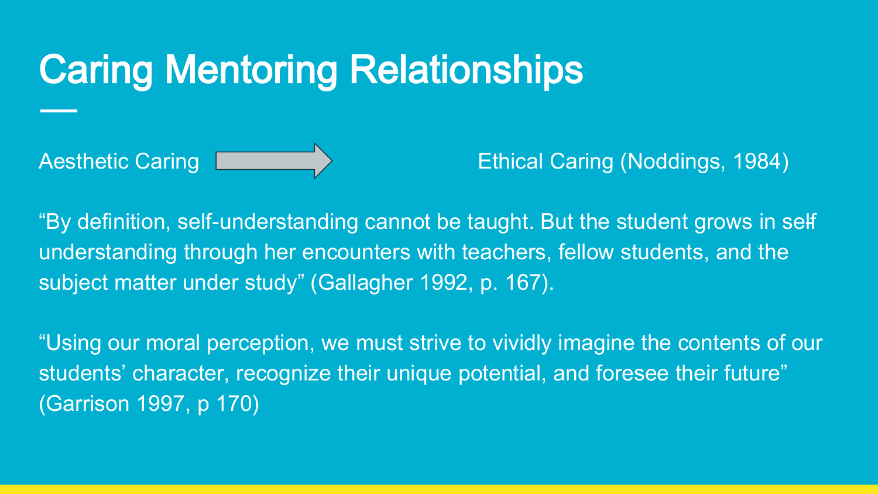# Caring Mentoring Relationships

Aesthetic Caring → Ethical Caring (Noddings, 1984)

“By definition, self-understanding cannot be taught. But the student grows in self understanding through her encounters with teachers, fellow students, and the subject matter under study” (Gallagher 1992, p. 167).

“Using our moral perception, we must strive to vividly imagine the contents of our students’ character, recognize their unique potential, and foresee their future” (Garrison 1997, p 170)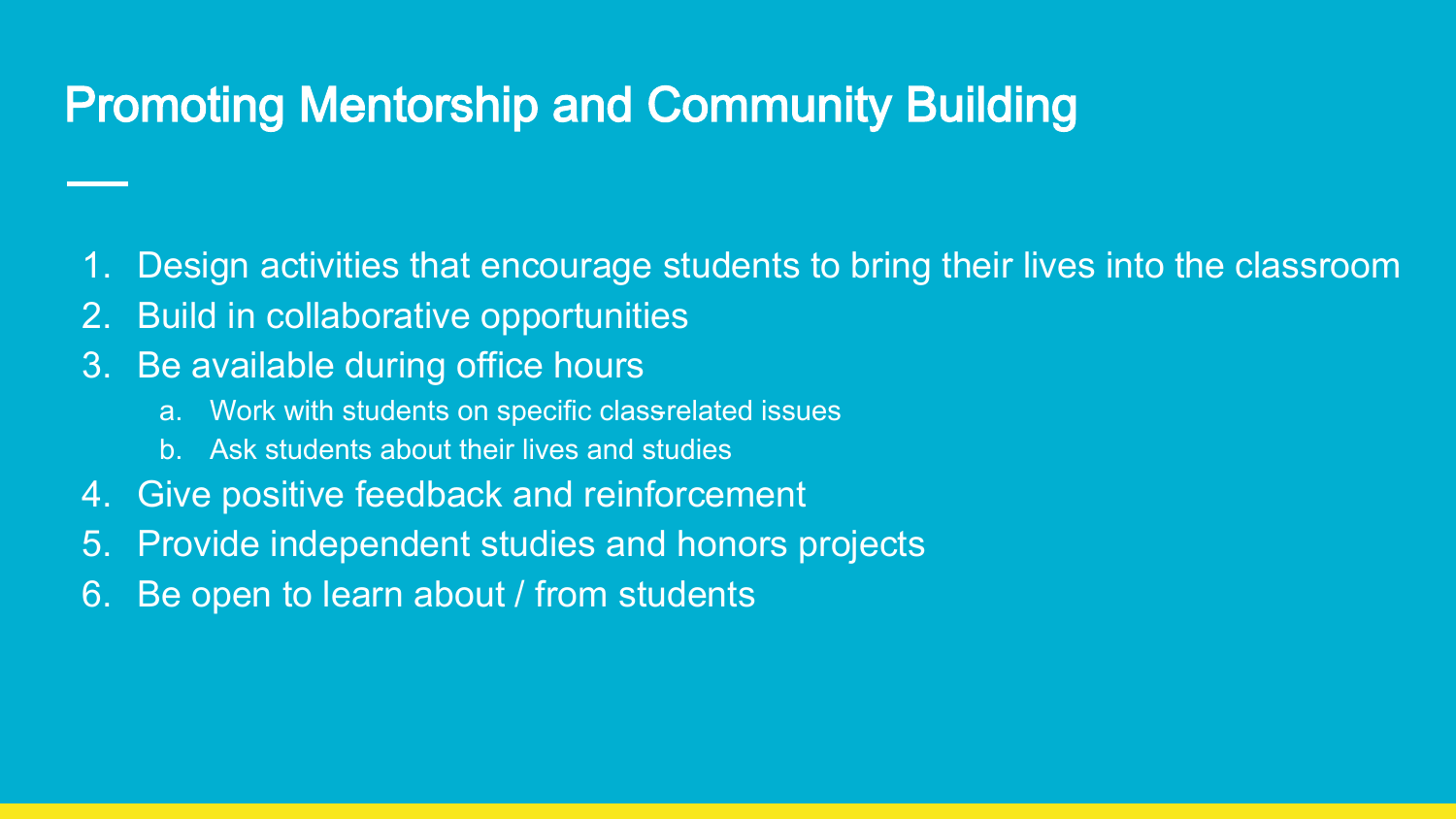# Promoting Mentorship and Community Building

1. Design activities that encourage students to bring their lives into the classroom
2. Build in collaborative opportunities
3. Be available during office hours
   a. Work with students on specific class-related issues
   b. Ask students about their lives and studies
4. Give positive feedback and reinforcement
5. Provide independent studies and honors projects
6. Be open to learn about / from students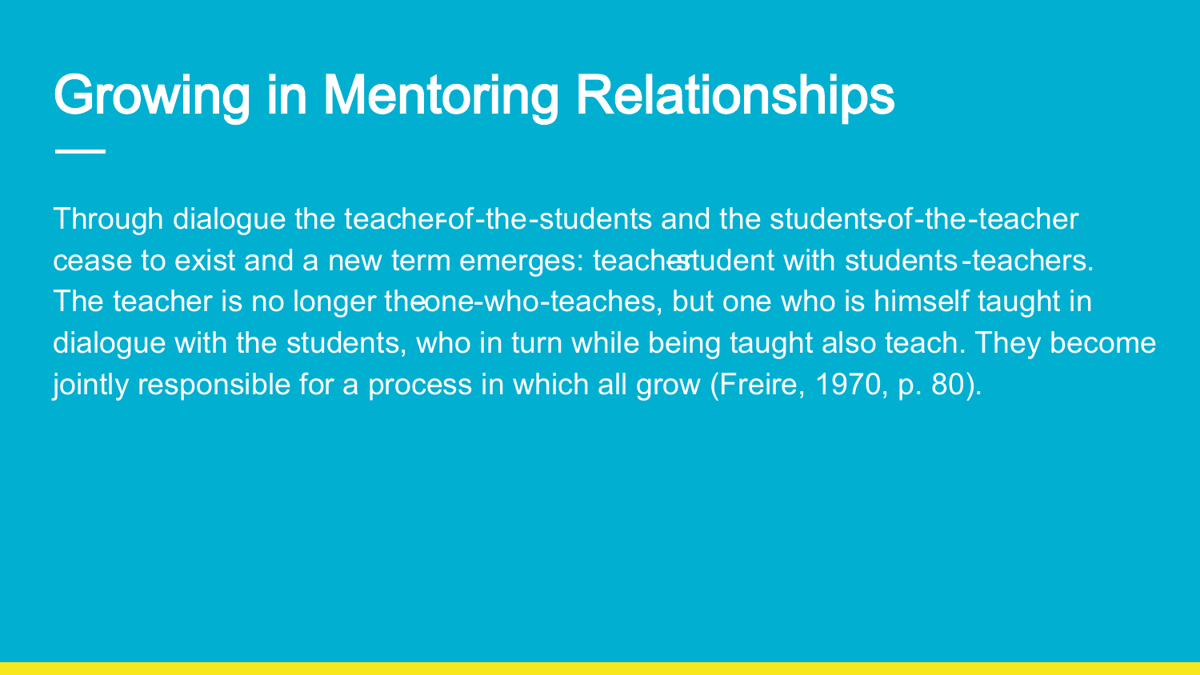# Growing in Mentoring Relationships

Through dialogue the teacher-of-the-students and the students-of-the-teacher cease to exist and a new term emerges: teacher-student with students-teachers. The teacher is no longer the-one-who-teaches, but one who is himself taught in dialogue with the students, who in turn while being taught also teach. They become jointly responsible for a process in which all grow (Freire, 1970, p. 80).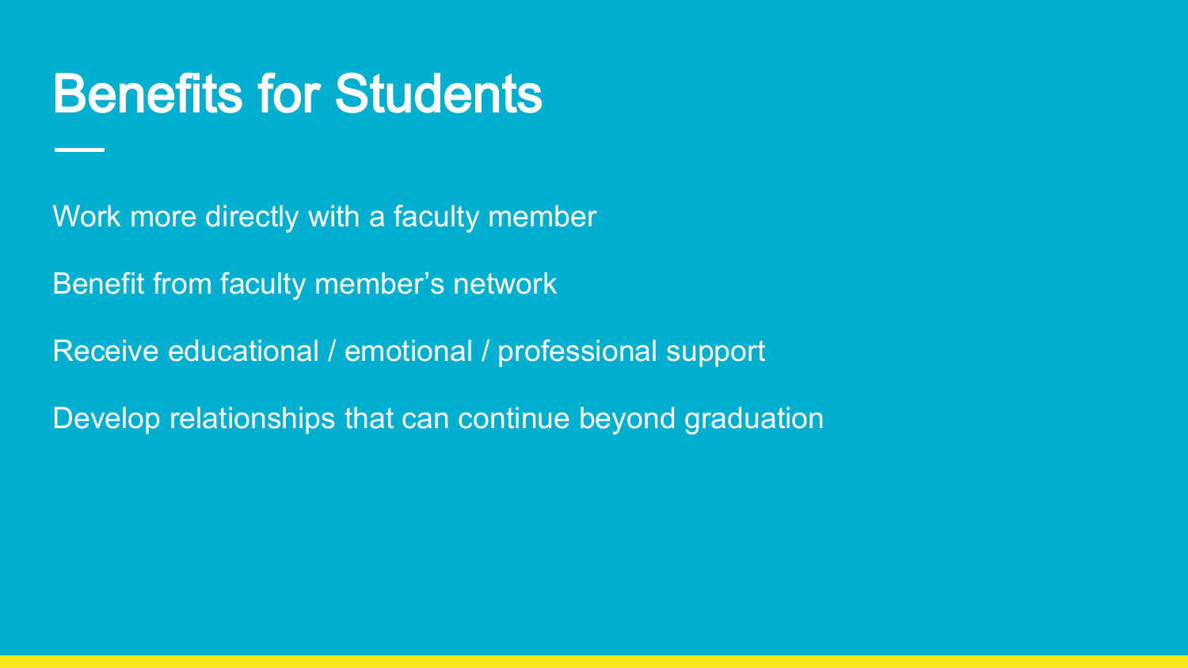# Benefits for Students

Work more directly with a faculty member

Benefit from faculty member’s network

Receive educational / emotional / professional support

Develop relationships that can continue beyond graduation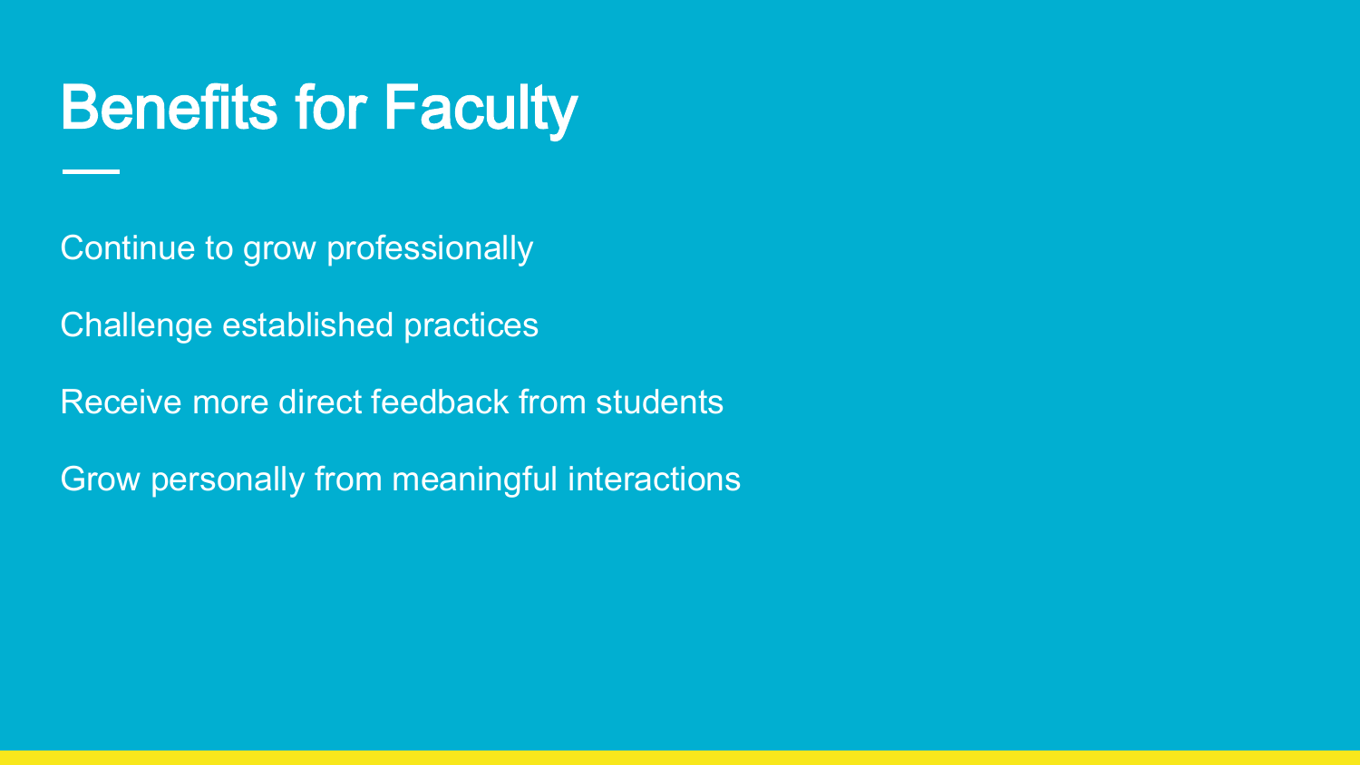# Benefits for Faculty

Continue to grow professionally

Challenge established practices

Receive more direct feedback from students

Grow personally from meaningful interactions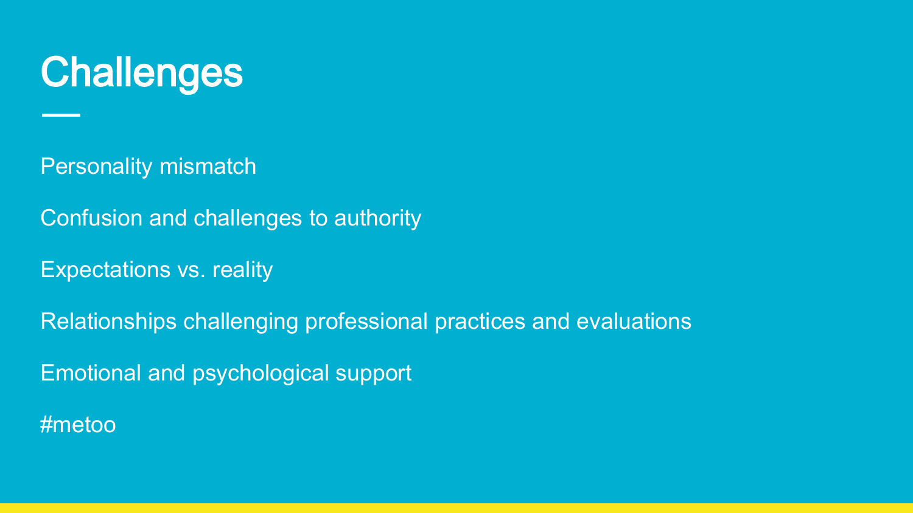# Challenges

Personality mismatch

Confusion and challenges to authority

Expectations vs. reality

Relationships challenging professional practices and evaluations

Emotional and psychological support

#metoo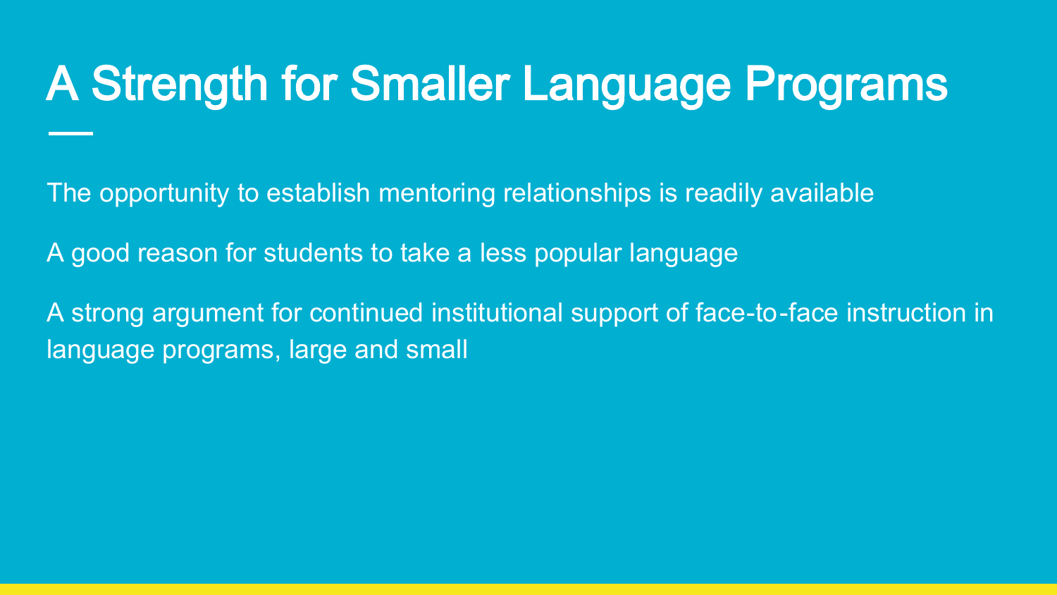# A Strength for Smaller Language Programs

The opportunity to establish mentoring relationships is readily available

A good reason for students to take a less popular language

A strong argument for continued institutional support of face-to-face instruction in language programs, large and small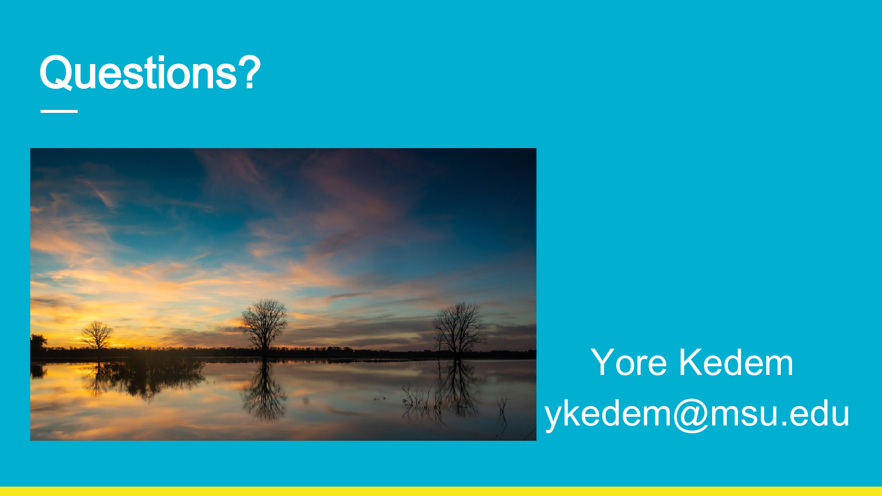# Questions?

Yore Kedem
ykedem@msu.edu